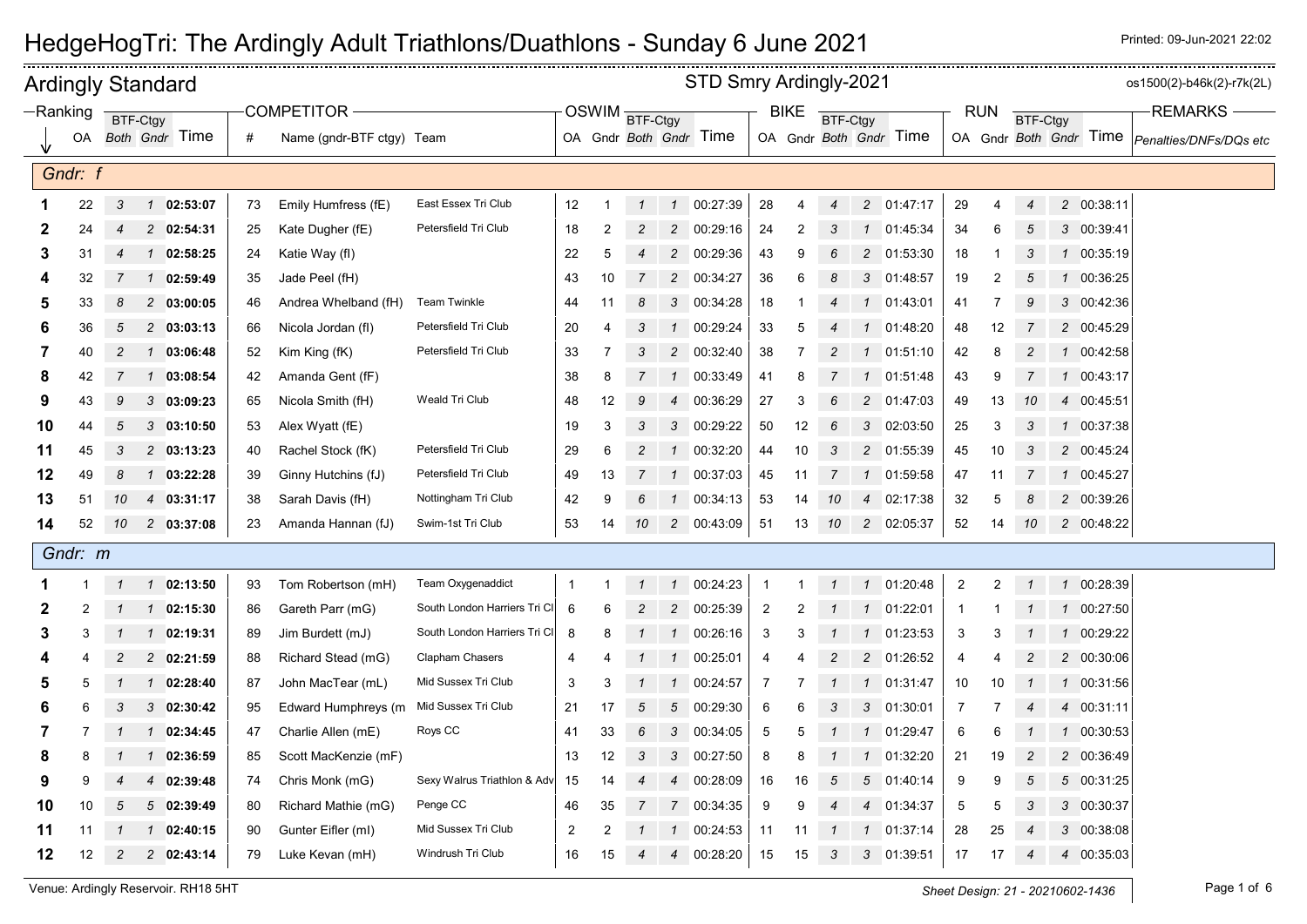# HedgeHogTri: The Ardingly Adult Triathlons/Duathlons - Sunday 6 June 2021

Printed: 09-Jun-2021 22:02

## Ardingly Standard

STD Smry Ardingly-2021

os1500(2)-b46k(2)-r7k(2L)

| Ranking | | | | | COMPETITOR | | | OSWIM | | | | | BIKE | | | | | RUN | | | | | REMARKS |
|---|---|---|---|---|---|---|---|---|---|---|---|---|---|---|---|---|---|---|---|---|---|---|---|
| | OA | BTF-Ctgy Both | BTF-Ctgy Gndr | Time | # | Name (gndr-BTF ctgy) | Team | OA | Gndr | BTF-Ctgy Both | BTF-Ctgy Gndr | Time | OA | Gndr | BTF-Ctgy Both | BTF-Ctgy Gndr | Time | OA | Gndr | BTF-Ctgy Both | BTF-Ctgy Gndr | Time | Penalties/DNFs/DQs etc |
| **Gndr: f** | | | | | | | | | | | | | | | | | | | | | | | |
| **1** | 22 | 3 | 1 | **02:53:07** | 73 | Emily Humfress (fE) | East Essex Tri Club | 12 | 1 | 1 | 1 | 00:27:39 | 28 | 4 | 4 | 2 | 01:47:17 | 29 | 4 | 4 | 2 | 00:38:11 | |
| **2** | 24 | 4 | 2 | **02:54:31** | 25 | Kate Dugher (fE) | Petersfield Tri Club | 18 | 2 | 2 | 2 | 00:29:16 | 24 | 2 | 3 | 1 | 01:45:34 | 34 | 6 | 5 | 3 | 00:39:41 | |
| **3** | 31 | 4 | 1 | **02:58:25** | 24 | Katie Way (fI) | | 22 | 5 | 4 | 2 | 00:29:36 | 43 | 9 | 6 | 2 | 01:53:30 | 18 | 1 | 3 | 1 | 00:35:19 | |
| **4** | 32 | 7 | 1 | **02:59:49** | 35 | Jade Peel (fH) | | 43 | 10 | 7 | 2 | 00:34:27 | 36 | 6 | 8 | 3 | 01:48:57 | 19 | 2 | 5 | 1 | 00:36:25 | |
| **5** | 33 | 8 | 2 | **03:00:05** | 46 | Andrea Whelband (fH) | Team Twinkle | 44 | 11 | 8 | 3 | 00:34:28 | 18 | 1 | 4 | 1 | 01:43:01 | 41 | 7 | 9 | 3 | 00:42:36 | |
| **6** | 36 | 5 | 2 | **03:03:13** | 66 | Nicola Jordan (fI) | Petersfield Tri Club | 20 | 4 | 3 | 1 | 00:29:24 | 33 | 5 | 4 | 1 | 01:48:20 | 48 | 12 | 7 | 2 | 00:45:29 | |
| **7** | 40 | 2 | 1 | **03:06:48** | 52 | Kim King (fK) | Petersfield Tri Club | 33 | 7 | 3 | 2 | 00:32:40 | 38 | 7 | 2 | 1 | 01:51:10 | 42 | 8 | 2 | 1 | 00:42:58 | |
| **8** | 42 | 7 | 1 | **03:08:54** | 42 | Amanda Gent (fF) | | 38 | 8 | 7 | 1 | 00:33:49 | 41 | 8 | 7 | 1 | 01:51:48 | 43 | 9 | 7 | 1 | 00:43:17 | |
| **9** | 43 | 9 | 3 | **03:09:23** | 65 | Nicola Smith (fH) | Weald Tri Club | 48 | 12 | 9 | 4 | 00:36:29 | 27 | 3 | 6 | 2 | 01:47:03 | 49 | 13 | 10 | 4 | 00:45:51 | |
| **10** | 44 | 5 | 3 | **03:10:50** | 53 | Alex Wyatt (fE) | | 19 | 3 | 3 | 3 | 00:29:22 | 50 | 12 | 6 | 3 | 02:03:50 | 25 | 3 | 3 | 1 | 00:37:38 | |
| **11** | 45 | 3 | 2 | **03:13:23** | 40 | Rachel Stock (fK) | Petersfield Tri Club | 29 | 6 | 2 | 1 | 00:32:20 | 44 | 10 | 3 | 2 | 01:55:39 | 45 | 10 | 3 | 2 | 00:45:24 | |
| **12** | 49 | 8 | 1 | **03:22:28** | 39 | Ginny Hutchins (fJ) | Petersfield Tri Club | 49 | 13 | 7 | 1 | 00:37:03 | 45 | 11 | 7 | 1 | 01:59:58 | 47 | 11 | 7 | 1 | 00:45:27 | |
| **13** | 51 | 10 | 4 | **03:31:17** | 38 | Sarah Davis (fH) | Nottingham Tri Club | 42 | 9 | 6 | 1 | 00:34:13 | 53 | 14 | 10 | 4 | 02:17:38 | 32 | 5 | 8 | 2 | 00:39:26 | |
| **14** | 52 | 10 | 2 | **03:37:08** | 23 | Amanda Hannan (fJ) | Swim-1st Tri Club | 53 | 14 | 10 | 2 | 00:43:09 | 51 | 13 | 10 | 2 | 02:05:37 | 52 | 14 | 10 | 2 | 00:48:22 | |
| **Gndr: m** | | | | | | | | | | | | | | | | | | | | | | | |
| **1** | 1 | 1 | 1 | **02:13:50** | 93 | Tom Robertson (mH) | Team Oxygenaddict | 1 | 1 | 1 | 1 | 00:24:23 | 1 | 1 | 1 | 1 | 01:20:48 | 2 | 2 | 1 | 1 | 00:28:39 | |
| **2** | 2 | 1 | 1 | **02:15:30** | 86 | Gareth Parr (mG) | South London Harriers Tri Cl | 6 | 6 | 2 | 2 | 00:25:39 | 2 | 2 | 1 | 1 | 01:22:01 | 1 | 1 | 1 | 1 | 00:27:50 | |
| **3** | 3 | 1 | 1 | **02:19:31** | 89 | Jim Burdett (mJ) | South London Harriers Tri Cl | 8 | 8 | 1 | 1 | 00:26:16 | 3 | 3 | 1 | 1 | 01:23:53 | 3 | 3 | 1 | 1 | 00:29:22 | |
| **4** | 4 | 2 | 2 | **02:21:59** | 88 | Richard Stead (mG) | Clapham Chasers | 4 | 4 | 1 | 1 | 00:25:01 | 4 | 4 | 2 | 2 | 01:26:52 | 4 | 4 | 2 | 2 | 00:30:06 | |
| **5** | 5 | 1 | 1 | **02:28:40** | 87 | John MacTear (mL) | Mid Sussex Tri Club | 3 | 3 | 1 | 1 | 00:24:57 | 7 | 7 | 1 | 1 | 01:31:47 | 10 | 10 | 1 | 1 | 00:31:56 | |
| **6** | 6 | 3 | 3 | **02:30:42** | 95 | Edward Humphreys (m | Mid Sussex Tri Club | 21 | 17 | 5 | 5 | 00:29:30 | 6 | 6 | 3 | 3 | 01:30:01 | 7 | 7 | 4 | 4 | 00:31:11 | |
| **7** | 7 | 1 | 1 | **02:34:45** | 47 | Charlie Allen (mE) | Roys CC | 41 | 33 | 6 | 3 | 00:34:05 | 5 | 5 | 1 | 1 | 01:29:47 | 6 | 6 | 1 | 1 | 00:30:53 | |
| **8** | 8 | 1 | 1 | **02:36:59** | 85 | Scott MacKenzie (mF) | | 13 | 12 | 3 | 3 | 00:27:50 | 8 | 8 | 1 | 1 | 01:32:20 | 21 | 19 | 2 | 2 | 00:36:49 | |
| **9** | 9 | 4 | 4 | **02:39:48** | 74 | Chris Monk (mG) | Sexy Walrus Triathlon & Adv | 15 | 14 | 4 | 4 | 00:28:09 | 16 | 16 | 5 | 5 | 01:40:14 | 9 | 9 | 5 | 5 | 00:31:25 | |
| **10** | 10 | 5 | 5 | **02:39:49** | 80 | Richard Mathie (mG) | Penge CC | 46 | 35 | 7 | 7 | 00:34:35 | 9 | 9 | 4 | 4 | 01:34:37 | 5 | 5 | 3 | 3 | 00:30:37 | |
| **11** | 11 | 1 | 1 | **02:40:15** | 90 | Gunter Eifler (mI) | Mid Sussex Tri Club | 2 | 2 | 1 | 1 | 00:24:53 | 11 | 11 | 1 | 1 | 01:37:14 | 28 | 25 | 4 | 3 | 00:38:08 | |
| **12** | 12 | 2 | 2 | **02:43:14** | 79 | Luke Kevan (mH) | Windrush Tri Club | 16 | 15 | 4 | 4 | 00:28:20 | 15 | 15 | 3 | 3 | 01:39:51 | 17 | 17 | 4 | 4 | 00:35:03 | |

Venue: Ardingly Reservoir. RH18 5HT

Sheet Design: 21 - 20210602-1436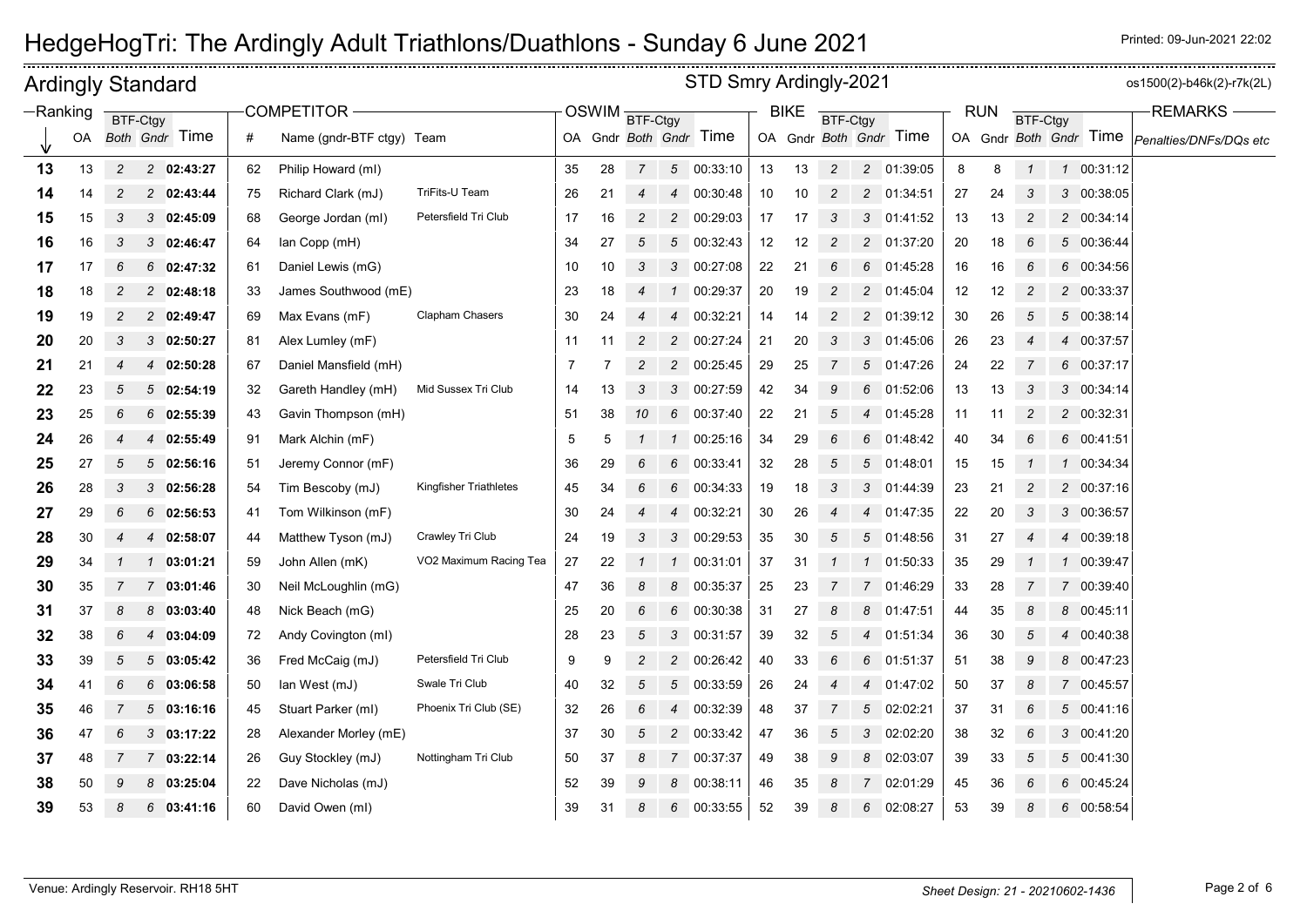# HedgeHogTri: The Ardingly Adult Triathlons/Duathlons - Sunday 6 June 2021

Printed: 09-Jun-2021 22:02

## Ardingly Standard

STD Smry Ardingly-2021

os1500(2)-b46k(2)-r7k(2L)

| Ranking | | BTF-Ctgy | | | COMPETITOR | | | OSWIM | | BTF-Ctgy | | | BIKE | | BTF-Ctgy | | | RUN | | BTF-Ctgy | | | REMARKS |
|---|---|---|---|---|---|---|---|---|---|---|---|---|---|---|---|---|---|---|---|---|---|---|---|
| | OA | Both | Gndr | Time | # | Name (gndr-BTF ctgy) | Team | OA | Gndr | Both | Gndr | Time | OA | Gndr | Both | Gndr | Time | OA | Gndr | Both | Gndr | Time | Penalties/DNFs/DQs etc |
| 13 | 13 | 2 | 2 | 02:43:27 | 62 | Philip Howard (mI) | | 35 | 28 | 7 | 5 | 00:33:10 | 13 | 13 | 2 | 2 | 01:39:05 | 8 | 8 | 1 | 1 | 00:31:12 | |
| 14 | 14 | 2 | 2 | 02:43:44 | 75 | Richard Clark (mJ) | TriFits-U Team | 26 | 21 | 4 | 4 | 00:30:48 | 10 | 10 | 2 | 2 | 01:34:51 | 27 | 24 | 3 | 3 | 00:38:05 | |
| 15 | 15 | 3 | 3 | 02:45:09 | 68 | George Jordan (mI) | Petersfield Tri Club | 17 | 16 | 2 | 2 | 00:29:03 | 17 | 17 | 3 | 3 | 01:41:52 | 13 | 13 | 2 | 2 | 00:34:14 | |
| 16 | 16 | 3 | 3 | 02:46:47 | 64 | Ian Copp (mH) | | 34 | 27 | 5 | 5 | 00:32:43 | 12 | 12 | 2 | 2 | 01:37:20 | 20 | 18 | 6 | 5 | 00:36:44 | |
| 17 | 17 | 6 | 6 | 02:47:32 | 61 | Daniel Lewis (mG) | | 10 | 10 | 3 | 3 | 00:27:08 | 22 | 21 | 6 | 6 | 01:45:28 | 16 | 16 | 6 | 6 | 00:34:56 | |
| 18 | 18 | 2 | 2 | 02:48:18 | 33 | James Southwood (mE) | | 23 | 18 | 4 | 1 | 00:29:37 | 20 | 19 | 2 | 2 | 01:45:04 | 12 | 12 | 2 | 2 | 00:33:37 | |
| 19 | 19 | 2 | 2 | 02:49:47 | 69 | Max Evans (mF) | Clapham Chasers | 30 | 24 | 4 | 4 | 00:32:21 | 14 | 14 | 2 | 2 | 01:39:12 | 30 | 26 | 5 | 5 | 00:38:14 | |
| 20 | 20 | 3 | 3 | 02:50:27 | 81 | Alex Lumley (mF) | | 11 | 11 | 2 | 2 | 00:27:24 | 21 | 20 | 3 | 3 | 01:45:06 | 26 | 23 | 4 | 4 | 00:37:57 | |
| 21 | 21 | 4 | 4 | 02:50:28 | 67 | Daniel Mansfield (mH) | | 7 | 7 | 2 | 2 | 00:25:45 | 29 | 25 | 7 | 5 | 01:47:26 | 24 | 22 | 7 | 6 | 00:37:17 | |
| 22 | 23 | 5 | 5 | 02:54:19 | 32 | Gareth Handley (mH) | Mid Sussex Tri Club | 14 | 13 | 3 | 3 | 00:27:59 | 42 | 34 | 9 | 6 | 01:52:06 | 13 | 13 | 3 | 3 | 00:34:14 | |
| 23 | 25 | 6 | 6 | 02:55:39 | 43 | Gavin Thompson (mH) | | 51 | 38 | 10 | 6 | 00:37:40 | 22 | 21 | 5 | 4 | 01:45:28 | 11 | 11 | 2 | 2 | 00:32:31 | |
| 24 | 26 | 4 | 4 | 02:55:49 | 91 | Mark Alchin (mF) | | 5 | 5 | 1 | 1 | 00:25:16 | 34 | 29 | 6 | 6 | 01:48:42 | 40 | 34 | 6 | 6 | 00:41:51 | |
| 25 | 27 | 5 | 5 | 02:56:16 | 51 | Jeremy Connor (mF) | | 36 | 29 | 6 | 6 | 00:33:41 | 32 | 28 | 5 | 5 | 01:48:01 | 15 | 15 | 1 | 1 | 00:34:34 | |
| 26 | 28 | 3 | 3 | 02:56:28 | 54 | Tim Bescoby (mJ) | Kingfisher Triathletes | 45 | 34 | 6 | 6 | 00:34:33 | 19 | 18 | 3 | 3 | 01:44:39 | 23 | 21 | 2 | 2 | 00:37:16 | |
| 27 | 29 | 6 | 6 | 02:56:53 | 41 | Tom Wilkinson (mF) | | 30 | 24 | 4 | 4 | 00:32:21 | 30 | 26 | 4 | 4 | 01:47:35 | 22 | 20 | 3 | 3 | 00:36:57 | |
| 28 | 30 | 4 | 4 | 02:58:07 | 44 | Matthew Tyson (mJ) | Crawley Tri Club | 24 | 19 | 3 | 3 | 00:29:53 | 35 | 30 | 5 | 5 | 01:48:56 | 31 | 27 | 4 | 4 | 00:39:18 | |
| 29 | 34 | 1 | 1 | 03:01:21 | 59 | John Allen (mK) | VO2 Maximum Racing Tea | 27 | 22 | 1 | 1 | 00:31:01 | 37 | 31 | 1 | 1 | 01:50:33 | 35 | 29 | 1 | 1 | 00:39:47 | |
| 30 | 35 | 7 | 7 | 03:01:46 | 30 | Neil McLoughlin (mG) | | 47 | 36 | 8 | 8 | 00:35:37 | 25 | 23 | 7 | 7 | 01:46:29 | 33 | 28 | 7 | 7 | 00:39:40 | |
| 31 | 37 | 8 | 8 | 03:03:40 | 48 | Nick Beach (mG) | | 25 | 20 | 6 | 6 | 00:30:38 | 31 | 27 | 8 | 8 | 01:47:51 | 44 | 35 | 8 | 8 | 00:45:11 | |
| 32 | 38 | 6 | 4 | 03:04:09 | 72 | Andy Covington (mI) | | 28 | 23 | 5 | 3 | 00:31:57 | 39 | 32 | 5 | 4 | 01:51:34 | 36 | 30 | 5 | 4 | 00:40:38 | |
| 33 | 39 | 5 | 5 | 03:05:42 | 36 | Fred McCaig (mJ) | Petersfield Tri Club | 9 | 9 | 2 | 2 | 00:26:42 | 40 | 33 | 6 | 6 | 01:51:37 | 51 | 38 | 9 | 8 | 00:47:23 | |
| 34 | 41 | 6 | 6 | 03:06:58 | 50 | Ian West (mJ) | Swale Tri Club | 40 | 32 | 5 | 5 | 00:33:59 | 26 | 24 | 4 | 4 | 01:47:02 | 50 | 37 | 8 | 7 | 00:45:57 | |
| 35 | 46 | 7 | 5 | 03:16:16 | 45 | Stuart Parker (mI) | Phoenix Tri Club (SE) | 32 | 26 | 6 | 4 | 00:32:39 | 48 | 37 | 7 | 5 | 02:02:21 | 37 | 31 | 6 | 5 | 00:41:16 | |
| 36 | 47 | 6 | 3 | 03:17:22 | 28 | Alexander Morley (mE) | | 37 | 30 | 5 | 2 | 00:33:42 | 47 | 36 | 5 | 3 | 02:02:20 | 38 | 32 | 6 | 3 | 00:41:20 | |
| 37 | 48 | 7 | 7 | 03:22:14 | 26 | Guy Stockley (mJ) | Nottingham Tri Club | 50 | 37 | 8 | 7 | 00:37:37 | 49 | 38 | 9 | 8 | 02:03:07 | 39 | 33 | 5 | 5 | 00:41:30 | |
| 38 | 50 | 9 | 8 | 03:25:04 | 22 | Dave Nicholas (mJ) | | 52 | 39 | 9 | 8 | 00:38:11 | 46 | 35 | 8 | 7 | 02:01:29 | 45 | 36 | 6 | 6 | 00:45:24 | |
| 39 | 53 | 8 | 6 | 03:41:16 | 60 | David Owen (mI) | | 39 | 31 | 8 | 6 | 00:33:55 | 52 | 39 | 8 | 6 | 02:08:27 | 53 | 39 | 8 | 6 | 00:58:54 | |

Venue: Ardingly Reservoir. RH18 5HT

Sheet Design: 21 - 20210602-1436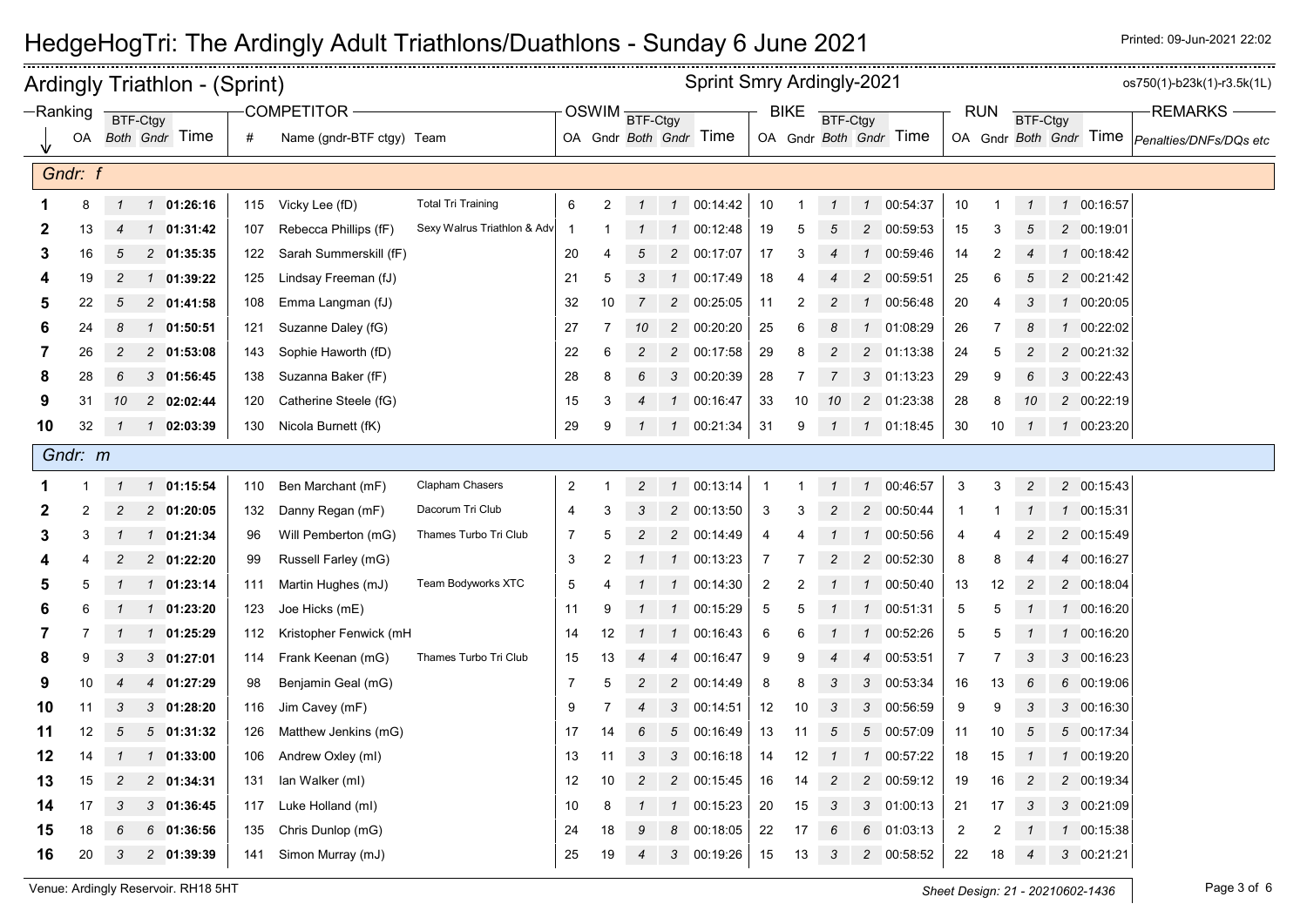# HedgeHogTri: The Ardingly Adult Triathlons/Duathlons - Sunday 6 June 2021

Printed: 09-Jun-2021 22:02

## Ardingly Triathlon - (Sprint)

Sprint Smry Ardingly-2021

os750(1)-b23k(1)-r3.5k(1L)

| Ranking | | | | | COMPETITOR | | | OSWIM | | | | | BIKE | | | | | RUN | | | | | REMARKS |
|---|---|---|---|---|---|---|---|---|---|---|---|---|---|---|---|---|---|---|---|---|---|---|---|
| | | BTF-Ctgy | | | | | | | | BTF-Ctgy | | | | | BTF-Ctgy | | | | | BTF-Ctgy | | | |
| ↓ | OA | Both | Gndr | Time | # | Name (gndr-BTF ctgy) | Team | OA | Gndr | Both | Gndr | Time | OA | Gndr | Both | Gndr | Time | OA | Gndr | Both | Gndr | Time | Penalties/DNFs/DQs etc |
| **Gndr: f** | | | | | | | | | | | | | | | | | | | | | | | |
| **1** | 8 | 1 | 1 | **01:26:16** | 115 | Vicky Lee (fD) | Total Tri Training | 6 | 2 | 1 | 1 | 00:14:42 | 10 | 1 | 1 | 1 | 00:54:37 | 10 | 1 | 1 | 1 | 00:16:57 | |
| **2** | 13 | 4 | 1 | **01:31:42** | 107 | Rebecca Phillips (fF) | Sexy Walrus Triathlon & Adv | 1 | 1 | 1 | 1 | 00:12:48 | 19 | 5 | 5 | 2 | 00:59:53 | 15 | 3 | 5 | 2 | 00:19:01 | |
| **3** | 16 | 5 | 2 | **01:35:35** | 122 | Sarah Summerskill (fF) | | 20 | 4 | 5 | 2 | 00:17:07 | 17 | 3 | 4 | 1 | 00:59:46 | 14 | 2 | 4 | 1 | 00:18:42 | |
| **4** | 19 | 2 | 1 | **01:39:22** | 125 | Lindsay Freeman (fJ) | | 21 | 5 | 3 | 1 | 00:17:49 | 18 | 4 | 4 | 2 | 00:59:51 | 25 | 6 | 5 | 2 | 00:21:42 | |
| **5** | 22 | 5 | 2 | **01:41:58** | 108 | Emma Langman (fJ) | | 32 | 10 | 7 | 2 | 00:25:05 | 11 | 2 | 2 | 1 | 00:56:48 | 20 | 4 | 3 | 1 | 00:20:05 | |
| **6** | 24 | 8 | 1 | **01:50:51** | 121 | Suzanne Daley (fG) | | 27 | 7 | 10 | 2 | 00:20:20 | 25 | 6 | 8 | 1 | 01:08:29 | 26 | 7 | 8 | 1 | 00:22:02 | |
| **7** | 26 | 2 | 2 | **01:53:08** | 143 | Sophie Haworth (fD) | | 22 | 6 | 2 | 2 | 00:17:58 | 29 | 8 | 2 | 2 | 01:13:38 | 24 | 5 | 2 | 2 | 00:21:32 | |
| **8** | 28 | 6 | 3 | **01:56:45** | 138 | Suzanna Baker (fF) | | 28 | 8 | 6 | 3 | 00:20:39 | 28 | 7 | 7 | 3 | 01:13:23 | 29 | 9 | 6 | 3 | 00:22:43 | |
| **9** | 31 | 10 | 2 | **02:02:44** | 120 | Catherine Steele (fG) | | 15 | 3 | 4 | 1 | 00:16:47 | 33 | 10 | 10 | 2 | 01:23:38 | 28 | 8 | 10 | 2 | 00:22:19 | |
| **10** | 32 | 1 | 1 | **02:03:39** | 130 | Nicola Burnett (fK) | | 29 | 9 | 1 | 1 | 00:21:34 | 31 | 9 | 1 | 1 | 01:18:45 | 30 | 10 | 1 | 1 | 00:23:20 | |
| **Gndr: m** | | | | | | | | | | | | | | | | | | | | | | | |
| **1** | 1 | 1 | 1 | **01:15:54** | 110 | Ben Marchant (mF) | Clapham Chasers | 2 | 1 | 2 | 1 | 00:13:14 | 1 | 1 | 1 | 1 | 00:46:57 | 3 | 3 | 2 | 2 | 00:15:43 | |
| **2** | 2 | 2 | 2 | **01:20:05** | 132 | Danny Regan (mF) | Dacorum Tri Club | 4 | 3 | 3 | 2 | 00:13:50 | 3 | 3 | 2 | 2 | 00:50:44 | 1 | 1 | 1 | 1 | 00:15:31 | |
| **3** | 3 | 1 | 1 | **01:21:34** | 96 | Will Pemberton (mG) | Thames Turbo Tri Club | 7 | 5 | 2 | 2 | 00:14:49 | 4 | 4 | 1 | 1 | 00:50:56 | 4 | 4 | 2 | 2 | 00:15:49 | |
| **4** | 4 | 2 | 2 | **01:22:20** | 99 | Russell Farley (mG) | | 3 | 2 | 1 | 1 | 00:13:23 | 7 | 7 | 2 | 2 | 00:52:30 | 8 | 8 | 4 | 4 | 00:16:27 | |
| **5** | 5 | 1 | 1 | **01:23:14** | 111 | Martin Hughes (mJ) | Team Bodyworks XTC | 5 | 4 | 1 | 1 | 00:14:30 | 2 | 2 | 1 | 1 | 00:50:40 | 13 | 12 | 2 | 2 | 00:18:04 | |
| **6** | 6 | 1 | 1 | **01:23:20** | 123 | Joe Hicks (mE) | | 11 | 9 | 1 | 1 | 00:15:29 | 5 | 5 | 1 | 1 | 00:51:31 | 5 | 5 | 1 | 1 | 00:16:20 | |
| **7** | 7 | 1 | 1 | **01:25:29** | 112 | Kristopher Fenwick (mH | | 14 | 12 | 1 | 1 | 00:16:43 | 6 | 6 | 1 | 1 | 00:52:26 | 5 | 5 | 1 | 1 | 00:16:20 | |
| **8** | 9 | 3 | 3 | **01:27:01** | 114 | Frank Keenan (mG) | Thames Turbo Tri Club | 15 | 13 | 4 | 4 | 00:16:47 | 9 | 9 | 4 | 4 | 00:53:51 | 7 | 7 | 3 | 3 | 00:16:23 | |
| **9** | 10 | 4 | 4 | **01:27:29** | 98 | Benjamin Geal (mG) | | 7 | 5 | 2 | 2 | 00:14:49 | 8 | 8 | 3 | 3 | 00:53:34 | 16 | 13 | 6 | 6 | 00:19:06 | |
| **10** | 11 | 3 | 3 | **01:28:20** | 116 | Jim Cavey (mF) | | 9 | 7 | 4 | 3 | 00:14:51 | 12 | 10 | 3 | 3 | 00:56:59 | 9 | 9 | 3 | 3 | 00:16:30 | |
| **11** | 12 | 5 | 5 | **01:31:32** | 126 | Matthew Jenkins (mG) | | 17 | 14 | 6 | 5 | 00:16:49 | 13 | 11 | 5 | 5 | 00:57:09 | 11 | 10 | 5 | 5 | 00:17:34 | |
| **12** | 14 | 1 | 1 | **01:33:00** | 106 | Andrew Oxley (mI) | | 13 | 11 | 3 | 3 | 00:16:18 | 14 | 12 | 1 | 1 | 00:57:22 | 18 | 15 | 1 | 1 | 00:19:20 | |
| **13** | 15 | 2 | 2 | **01:34:31** | 131 | Ian Walker (mI) | | 12 | 10 | 2 | 2 | 00:15:45 | 16 | 14 | 2 | 2 | 00:59:12 | 19 | 16 | 2 | 2 | 00:19:34 | |
| **14** | 17 | 3 | 3 | **01:36:45** | 117 | Luke Holland (mI) | | 10 | 8 | 1 | 1 | 00:15:23 | 20 | 15 | 3 | 3 | 01:00:13 | 21 | 17 | 3 | 3 | 00:21:09 | |
| **15** | 18 | 6 | 6 | **01:36:56** | 135 | Chris Dunlop (mG) | | 24 | 18 | 9 | 8 | 00:18:05 | 22 | 17 | 6 | 6 | 01:03:13 | 2 | 2 | 1 | 1 | 00:15:38 | |
| **16** | 20 | 3 | 2 | **01:39:39** | 141 | Simon Murray (mJ) | | 25 | 19 | 4 | 3 | 00:19:26 | 15 | 13 | 3 | 2 | 00:58:52 | 22 | 18 | 4 | 3 | 00:21:21 | |

Venue: Ardingly Reservoir. RH18 5HT

*Sheet Design: 21 - 20210602-1436*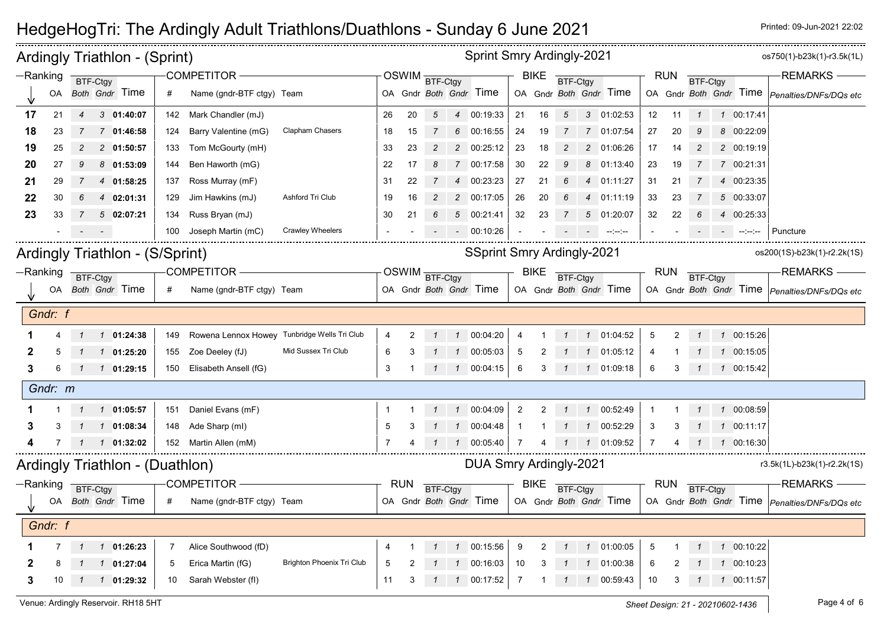# HedgeHogTri: The Ardingly Adult Triathlons/Duathlons - Sunday 6 June 2021

Printed: 09-Jun-2021 22:02

## Ardingly Triathlon - (Sprint)

Sprint Smry Ardingly-2021

os750(1)-b23k(1)-r3.5k(1L)

| Ranking | | BTF-Ctgy | | | COMPETITOR | | | OSWIM | | BTF-Ctgy | | | BIKE | | BTF-Ctgy | | | RUN | | BTF-Ctgy | | | REMARKS |
|---|---|---|---|---|---|---|---|---|---|---|---|---|---|---|---|---|---|---|---|---|---|---|---|
| ↓ | OA | Both | Gndr | Time | # | Name (gndr-BTF ctgy) | Team | OA | Gndr | Both | Gndr | Time | OA | Gndr | Both | Gndr | Time | OA | Gndr | Both | Gndr | Time | Penalties/DNFs/DQs etc |
| **17** | 21 | 4 | 3 | **01:40:07** | 142 | Mark Chandler (mJ) | | 26 | 20 | 5 | 4 | 00:19:33 | 21 | 16 | 5 | 3 | 01:02:53 | 12 | 11 | 1 | 1 | 00:17:41 | |
| **18** | 23 | 7 | 7 | **01:46:58** | 124 | Barry Valentine (mG) | Clapham Chasers | 18 | 15 | 7 | 6 | 00:16:55 | 24 | 19 | 7 | 7 | 01:07:54 | 27 | 20 | 9 | 8 | 00:22:09 | |
| **19** | 25 | 2 | 2 | **01:50:57** | 133 | Tom McGourty (mH) | | 33 | 23 | 2 | 2 | 00:25:12 | 23 | 18 | 2 | 2 | 01:06:26 | 17 | 14 | 2 | 2 | 00:19:19 | |
| **20** | 27 | 9 | 8 | **01:53:09** | 144 | Ben Haworth (mG) | | 22 | 17 | 8 | 7 | 00:17:58 | 30 | 22 | 9 | 8 | 01:13:40 | 23 | 19 | 7 | 7 | 00:21:31 | |
| **21** | 29 | 7 | 4 | **01:58:25** | 137 | Ross Murray (mF) | | 31 | 22 | 7 | 4 | 00:23:23 | 27 | 21 | 6 | 4 | 01:11:27 | 31 | 21 | 7 | 4 | 00:23:35 | |
| **22** | 30 | 6 | 4 | **02:01:31** | 129 | Jim Hawkins (mJ) | Ashford Tri Club | 19 | 16 | 2 | 2 | 00:17:05 | 26 | 20 | 6 | 4 | 01:11:19 | 33 | 23 | 7 | 5 | 00:33:07 | |
| **23** | 33 | 7 | 5 | **02:07:21** | 134 | Russ Bryan (mJ) | | 30 | 21 | 6 | 5 | 00:21:41 | 32 | 23 | 7 | 5 | 01:20:07 | 32 | 22 | 6 | 4 | 00:25:33 | |
| | - | - | - | | 100 | Joseph Martin (mC) | Crawley Wheelers | - | - | - | - | 00:10:26 | - | - | - | - | --:--:-- | - | - | - | - | --:--:-- | Puncture |

## Ardingly Triathlon - (S/Sprint)

SSprint Smry Ardingly-2021

os200(1S)-b23k(1)-r2.2k(1S)

| Ranking | | BTF-Ctgy | | | COMPETITOR | | | OSWIM | | BTF-Ctgy | | | BIKE | | BTF-Ctgy | | | RUN | | BTF-Ctgy | | | REMARKS |
|---|---|---|---|---|---|---|---|---|---|---|---|---|---|---|---|---|---|---|---|---|---|---|---|
| ↓ | OA | Both | Gndr | Time | # | Name (gndr-BTF ctgy) | Team | OA | Gndr | Both | Gndr | Time | OA | Gndr | Both | Gndr | Time | OA | Gndr | Both | Gndr | Time | Penalties/DNFs/DQs etc |
| *Gndr: f* | | | | | | | | | | | | | | | | | | | | | | | |
| **1** | 4 | 1 | 1 | **01:24:38** | 149 | Rowena Lennox Howey | Tunbridge Wells Tri Club | 4 | 2 | 1 | 1 | 00:04:20 | 4 | 1 | 1 | 1 | 01:04:52 | 5 | 2 | 1 | 1 | 00:15:26 | |
| **2** | 5 | 1 | 1 | **01:25:20** | 155 | Zoe Deeley (fJ) | Mid Sussex Tri Club | 6 | 3 | 1 | 1 | 00:05:03 | 5 | 2 | 1 | 1 | 01:05:12 | 4 | 1 | 1 | 1 | 00:15:05 | |
| **3** | 6 | 1 | 1 | **01:29:15** | 150 | Elisabeth Ansell (fG) | | 3 | 1 | 1 | 1 | 00:04:15 | 6 | 3 | 1 | 1 | 01:09:18 | 6 | 3 | 1 | 1 | 00:15:42 | |
| *Gndr: m* | | | | | | | | | | | | | | | | | | | | | | | |
| **1** | 1 | 1 | 1 | **01:05:57** | 151 | Daniel Evans (mF) | | 1 | 1 | 1 | 1 | 00:04:09 | 2 | 2 | 1 | 1 | 00:52:49 | 1 | 1 | 1 | 1 | 00:08:59 | |
| **3** | 3 | 1 | 1 | **01:08:34** | 148 | Ade Sharp (mI) | | 5 | 3 | 1 | 1 | 00:04:48 | 1 | 1 | 1 | 1 | 00:52:29 | 3 | 3 | 1 | 1 | 00:11:17 | |
| **4** | 7 | 1 | 1 | **01:32:02** | 152 | Martin Allen (mM) | | 7 | 4 | 1 | 1 | 00:05:40 | 7 | 4 | 1 | 1 | 01:09:52 | 7 | 4 | 1 | 1 | 00:16:30 | |

## Ardingly Triathlon - (Duathlon)

DUA Smry Ardingly-2021

r3.5k(1L)-b23k(1)-r2.2k(1S)

| Ranking | | BTF-Ctgy | | | COMPETITOR | | | RUN | | BTF-Ctgy | | | BIKE | | BTF-Ctgy | | | RUN | | BTF-Ctgy | | | REMARKS |
|---|---|---|---|---|---|---|---|---|---|---|---|---|---|---|---|---|---|---|---|---|---|---|---|
| ↓ | OA | Both | Gndr | Time | # | Name (gndr-BTF ctgy) | Team | OA | Gndr | Both | Gndr | Time | OA | Gndr | Both | Gndr | Time | OA | Gndr | Both | Gndr | Time | Penalties/DNFs/DQs etc |
| *Gndr: f* | | | | | | | | | | | | | | | | | | | | | | | |
| **1** | 7 | 1 | 1 | **01:26:23** | 7 | Alice Southwood (fD) | | 4 | 1 | 1 | 1 | 00:15:56 | 9 | 2 | 1 | 1 | 01:00:05 | 5 | 1 | 1 | 1 | 00:10:22 | |
| **2** | 8 | 1 | 1 | **01:27:04** | 5 | Erica Martin (fG) | Brighton Phoenix Tri Club | 5 | 2 | 1 | 1 | 00:16:03 | 10 | 3 | 1 | 1 | 01:00:38 | 6 | 2 | 1 | 1 | 00:10:23 | |
| **3** | 10 | 1 | 1 | **01:29:32** | 10 | Sarah Webster (fI) | | 11 | 3 | 1 | 1 | 00:17:52 | 7 | 1 | 1 | 1 | 00:59:43 | 10 | 3 | 1 | 1 | 00:11:57 | |

Venue: Ardingly Reservoir. RH18 5HT

*Sheet Design: 21 - 20210602-1436*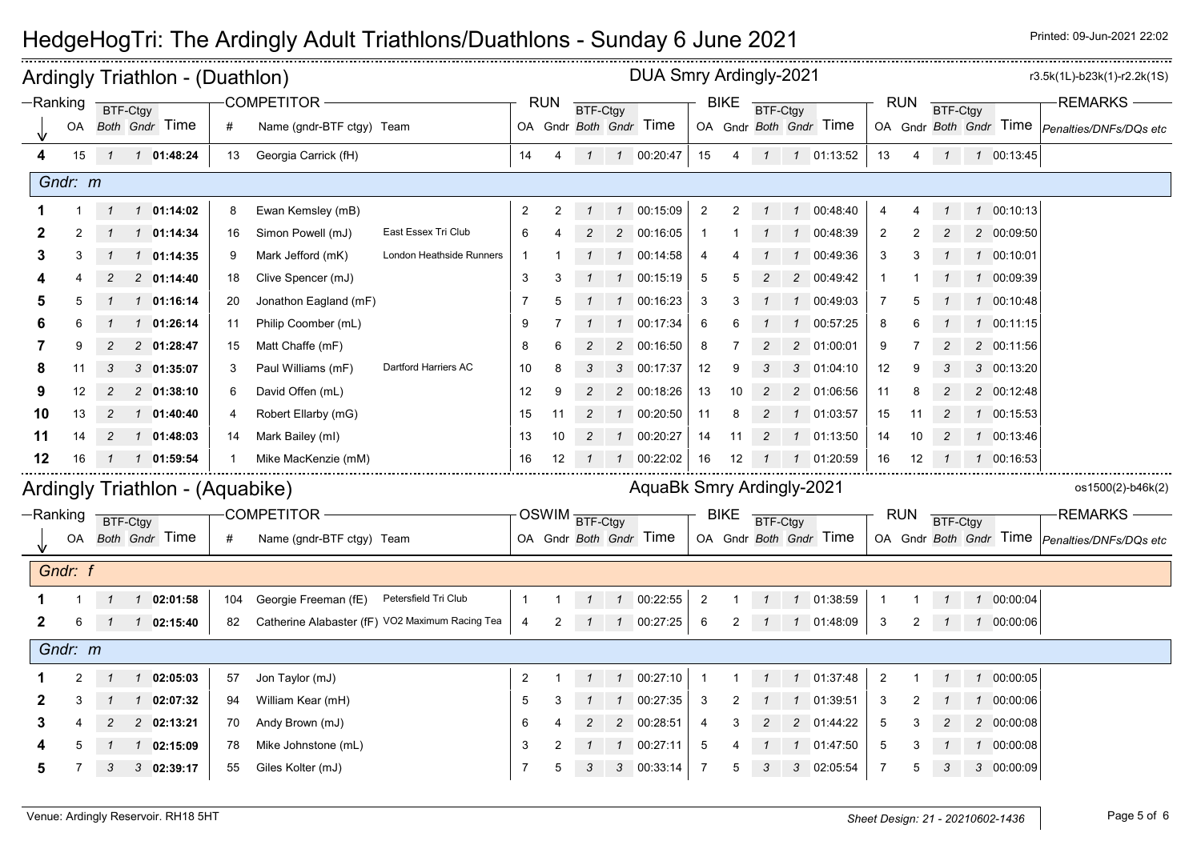# HedgeHogTri: The Ardingly Adult Triathlons/Duathlons - Sunday 6 June 2021

Printed: 09-Jun-2021 22:02

## Ardingly Triathlon - (Duathlon)

DUA Smry Ardingly-2021

r3.5k(1L)-b23k(1)-r2.2k(1S)

| Ranking | OA | BTF-Ctgy Both | BTF-Ctgy Gndr | Time | # | Name (gndr-BTF ctgy) | Team | RUN OA | RUN Gndr | RUN BTF-Ctgy Both | RUN BTF-Ctgy Gndr | RUN Time | BIKE OA | BIKE Gndr | BIKE BTF-Ctgy Both | BIKE BTF-Ctgy Gndr | BIKE Time | RUN OA | RUN Gndr | RUN BTF-Ctgy Both | RUN BTF-Ctgy Gndr | RUN Time | REMARKS Penalties/DNFs/DQs etc |
|---|---|---|---|---|---|---|---|---|---|---|---|---|---|---|---|---|---|---|---|---|---|---|---|
| **4** | 15 | 1 | 1 | **01:48:24** | 13 | Georgia Carrick (fH) | | 14 | 4 | 1 | 1 | 00:20:47 | 15 | 4 | 1 | 1 | 01:13:52 | 13 | 4 | 1 | 1 | 00:13:45 | |
| *Gndr: m* | | | | | | | | | | | | | | | | | | | | | | | |
| **1** | 1 | 1 | 1 | **01:14:02** | 8 | Ewan Kemsley (mB) | | 2 | 2 | 1 | 1 | 00:15:09 | 2 | 2 | 1 | 1 | 00:48:40 | 4 | 4 | 1 | 1 | 00:10:13 | |
| **2** | 2 | 1 | 1 | **01:14:34** | 16 | Simon Powell (mJ) | East Essex Tri Club | 6 | 4 | 2 | 2 | 00:16:05 | 1 | 1 | 1 | 1 | 00:48:39 | 2 | 2 | 2 | 2 | 00:09:50 | |
| **3** | 3 | 1 | 1 | **01:14:35** | 9 | Mark Jefford (mK) | London Heathside Runners | 1 | 1 | 1 | 1 | 00:14:58 | 4 | 4 | 1 | 1 | 00:49:36 | 3 | 3 | 1 | 1 | 00:10:01 | |
| **4** | 4 | 2 | 2 | **01:14:40** | 18 | Clive Spencer (mJ) | | 3 | 3 | 1 | 1 | 00:15:19 | 5 | 5 | 2 | 2 | 00:49:42 | 1 | 1 | 1 | 1 | 00:09:39 | |
| **5** | 5 | 1 | 1 | **01:16:14** | 20 | Jonathon Eagland (mF) | | 7 | 5 | 1 | 1 | 00:16:23 | 3 | 3 | 1 | 1 | 00:49:03 | 7 | 5 | 1 | 1 | 00:10:48 | |
| **6** | 6 | 1 | 1 | **01:26:14** | 11 | Philip Coomber (mL) | | 9 | 7 | 1 | 1 | 00:17:34 | 6 | 6 | 1 | 1 | 00:57:25 | 8 | 6 | 1 | 1 | 00:11:15 | |
| **7** | 9 | 2 | 2 | **01:28:47** | 15 | Matt Chaffe (mF) | | 8 | 6 | 2 | 2 | 00:16:50 | 8 | 7 | 2 | 2 | 01:00:01 | 9 | 7 | 2 | 2 | 00:11:56 | |
| **8** | 11 | 3 | 3 | **01:35:07** | 3 | Paul Williams (mF) | Dartford Harriers AC | 10 | 8 | 3 | 3 | 00:17:37 | 12 | 9 | 3 | 3 | 01:04:10 | 12 | 9 | 3 | 3 | 00:13:20 | |
| **9** | 12 | 2 | 2 | **01:38:10** | 6 | David Offen (mL) | | 12 | 9 | 2 | 2 | 00:18:26 | 13 | 10 | 2 | 2 | 01:06:56 | 11 | 8 | 2 | 2 | 00:12:48 | |
| **10** | 13 | 2 | 1 | **01:40:40** | 4 | Robert Ellarby (mG) | | 15 | 11 | 2 | 1 | 00:20:50 | 11 | 8 | 2 | 1 | 01:03:57 | 15 | 11 | 2 | 1 | 00:15:53 | |
| **11** | 14 | 2 | 1 | **01:48:03** | 14 | Mark Bailey (mI) | | 13 | 10 | 2 | 1 | 00:20:27 | 14 | 11 | 2 | 1 | 01:13:50 | 14 | 10 | 2 | 1 | 00:13:46 | |
| **12** | 16 | 1 | 1 | **01:59:54** | 1 | Mike MacKenzie (mM) | | 16 | 12 | 1 | 1 | 00:22:02 | 16 | 12 | 1 | 1 | 01:20:59 | 16 | 12 | 1 | 1 | 00:16:53 | |

## Ardingly Triathlon - (Aquabike)

AquaBk Smry Ardingly-2021

os1500(2)-b46k(2)

| Ranking | OA | BTF-Ctgy Both | BTF-Ctgy Gndr | Time | # | Name (gndr-BTF ctgy) | Team | OSWIM OA | OSWIM Gndr | OSWIM BTF-Ctgy Both | OSWIM BTF-Ctgy Gndr | OSWIM Time | BIKE OA | BIKE Gndr | BIKE BTF-Ctgy Both | BIKE BTF-Ctgy Gndr | BIKE Time | RUN OA | RUN Gndr | RUN BTF-Ctgy Both | RUN BTF-Ctgy Gndr | RUN Time | REMARKS Penalties/DNFs/DQs etc |
|---|---|---|---|---|---|---|---|---|---|---|---|---|---|---|---|---|---|---|---|---|---|---|---|
| *Gndr: f* | | | | | | | | | | | | | | | | | | | | | | | |
| **1** | 1 | 1 | 1 | **02:01:58** | 104 | Georgie Freeman (fE) | Petersfield Tri Club | 1 | 1 | 1 | 1 | 00:22:55 | 2 | 1 | 1 | 1 | 01:38:59 | 1 | 1 | 1 | 1 | 00:00:04 | |
| **2** | 6 | 1 | 1 | **02:15:40** | 82 | Catherine Alabaster (fF) | VO2 Maximum Racing Tea | 4 | 2 | 1 | 1 | 00:27:25 | 6 | 2 | 1 | 1 | 01:48:09 | 3 | 2 | 1 | 1 | 00:00:06 | |
| *Gndr: m* | | | | | | | | | | | | | | | | | | | | | | | |
| **1** | 2 | 1 | 1 | **02:05:03** | 57 | Jon Taylor (mJ) | | 2 | 1 | 1 | 1 | 00:27:10 | 1 | 1 | 1 | 1 | 01:37:48 | 2 | 1 | 1 | 1 | 00:00:05 | |
| **2** | 3 | 1 | 1 | **02:07:32** | 94 | William Kear (mH) | | 5 | 3 | 1 | 1 | 00:27:35 | 3 | 2 | 1 | 1 | 01:39:51 | 3 | 2 | 1 | 1 | 00:00:06 | |
| **3** | 4 | 2 | 2 | **02:13:21** | 70 | Andy Brown (mJ) | | 6 | 4 | 2 | 2 | 00:28:51 | 4 | 3 | 2 | 2 | 01:44:22 | 5 | 3 | 2 | 2 | 00:00:08 | |
| **4** | 5 | 1 | 1 | **02:15:09** | 78 | Mike Johnstone (mL) | | 3 | 2 | 1 | 1 | 00:27:11 | 5 | 4 | 1 | 1 | 01:47:50 | 5 | 3 | 1 | 1 | 00:00:08 | |
| **5** | 7 | 3 | 3 | **02:39:17** | 55 | Giles Kolter (mJ) | | 7 | 5 | 3 | 3 | 00:33:14 | 7 | 5 | 3 | 3 | 02:05:54 | 7 | 5 | 3 | 3 | 00:00:09 | |

Venue: Ardingly Reservoir. RH18 5HT

Sheet Design: 21 - 20210602-1436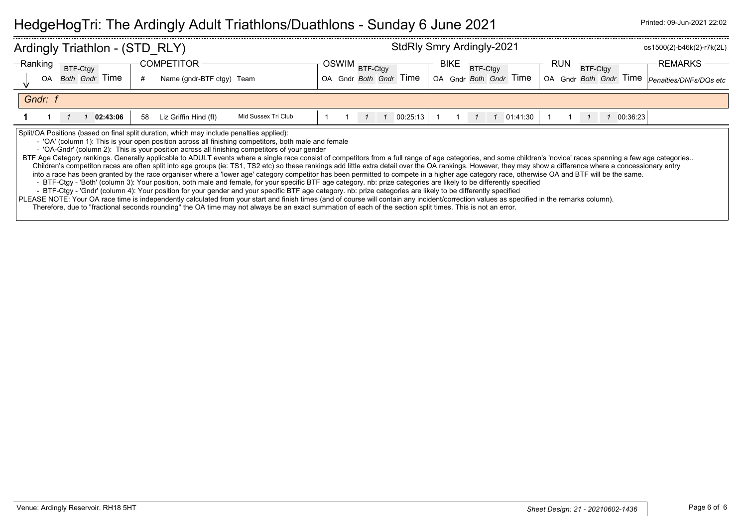# HedgeHogTri: The Ardingly Adult Triathlons/Duathlons - Sunday 6 June 2021

Printed: 09-Jun-2021 22:02

## Ardingly Triathlon - (STD_RLY)

StdRly Smry Ardingly-2021

os1500(2)-b46k(2)-r7k(2L)

| Ranking | | | | | COMPETITOR | | | OSWIM | | | | | BIKE | | | | | RUN | | | | | REMARKS |
|---|---|---|---|---|---|---|---|---|---|---|---|---|---|---|---|---|---|---|---|---|---|---|---|
| | | BTF-Ctgy | | | | | | | | BTF-Ctgy | | | | | BTF-Ctgy | | | | | BTF-Ctgy | | | |
| ↓ | OA | Both | Gndr | Time | # | Name (gndr-BTF ctgy) | Team | OA | Gndr | Both | Gndr | Time | OA | Gndr | Both | Gndr | Time | OA | Gndr | Both | Gndr | Time | Penalties/DNFs/DQs etc |
| *Gndr: f* | | | | | | | | | | | | | | | | | | | | | | | |
| **1** | 1 | *1* | 1 | **02:43:06** | 58 | Liz Griffin Hind (fl) | Mid Sussex Tri Club | 1 | 1 | *1* | *1* | 00:25:13 | 1 | 1 | *1* | *1* | 01:41:30 | 1 | 1 | *1* | *1* | 00:36:23 | |

Split/OA Positions (based on final split duration, which may include penalties applied):

- 'OA' (column 1): This is your open position across all finishing competitors, both male and female
- 'OA-Gndr' (column 2): This is your position across all finishing competitors of your gender

BTF Age Category rankings. Generally applicable to ADULT events where a single race consist of competitors from a full range of age categories, and some children's 'novice' races spanning a few age categories.. Children's competiton races are often split into age groups (ie: TS1, TS2 etc) so these rankings add little extra detail over the OA rankings. However, they may show a difference where a concessionary entry into a race has been granted by the race organiser where a 'lower age' category competitor has been permitted to compete in a higher age category race, otherwise OA and BTF will be the same.

- BTF-Ctgy - 'Both' (column 3): Your position, both male and female, for your specific BTF age category. nb: prize categories are likely to be differently specified
- BTF-Ctgy - 'Gndr' (column 4): Your position for your gender and your specific BTF age category. nb: prize categories are likely to be differently specified

PLEASE NOTE: Your OA race time is independently calculated from your start and finish times (and of course will contain any incident/correction values as specified in the remarks column). Therefore, due to "fractional seconds rounding" the OA time may not always be an exact summation of each of the section split times. This is not an error.

Venue: Ardingly Reservoir. RH18 5HT

Sheet Design: 21 - 20210602-1436